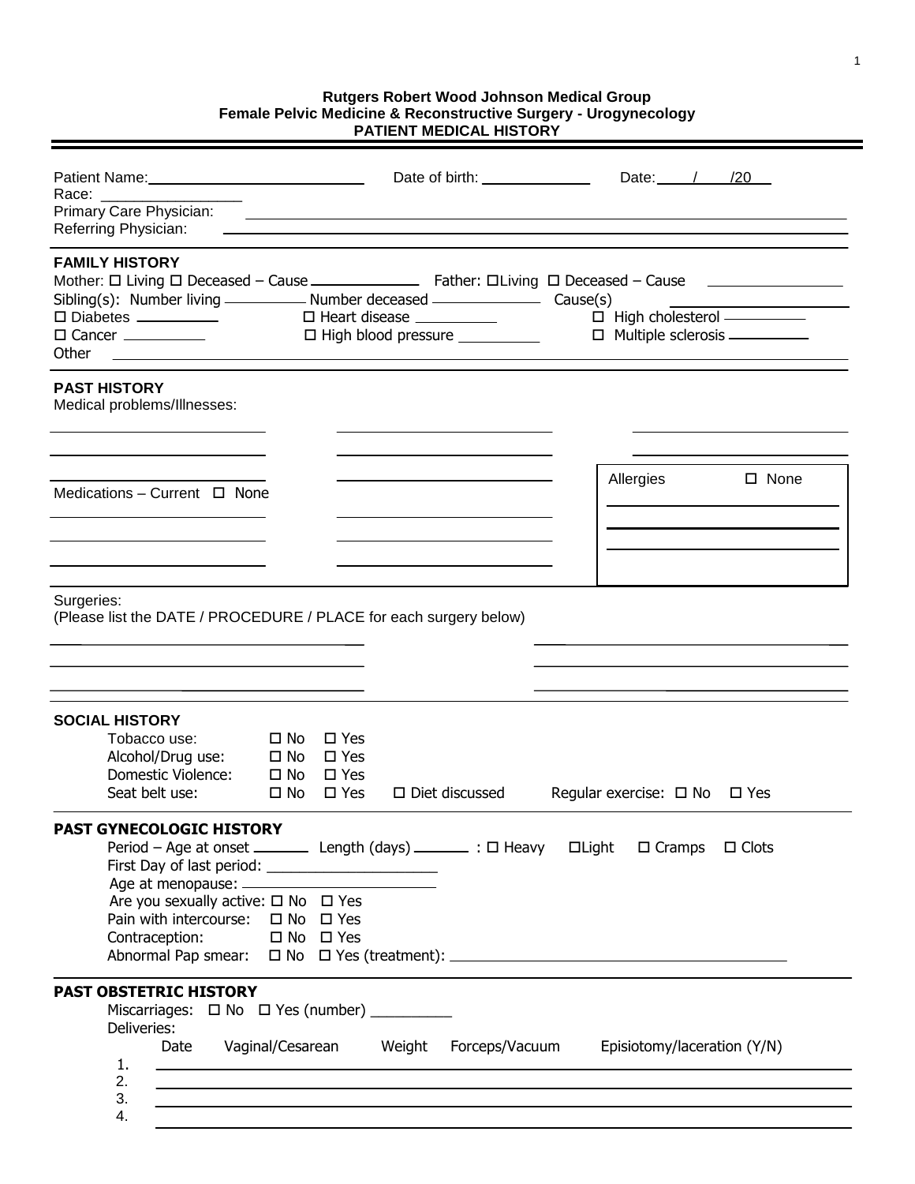**Rutgers Robert Wood Johnson Medical Group**
**Female Pelvic Medicine & Reconstructive Surgery - Urogynecology**
**PATIENT MEDICAL HISTORY**

---

Patient Name:____________________ Date of birth: ____________ Date: ___/___/20___
Race: ______________
Primary Care Physician: ______________________________
Referring Physician: ______________________________

## FAMILY HISTORY

Mother: ☐ Living ☐ Deceased – Cause ____________ Father: ☐Living ☐ Deceased – Cause ____________
Sibling(s): Number living ________ Number deceased ____________ Cause(s) ____________
☐ Diabetes ________ ☐ Heart disease ________ ☐ High cholesterol ________
☐ Cancer ________ ☐ High blood pressure ________ ☐ Multiple sclerosis ________
Other ______________________________

## PAST HISTORY

Medical problems/Illnesses:

______________________________

Medications – Current ☐ None

______________________________

Allergies ☐ None

______________________________

Surgeries:
(Please list the DATE / PROCEDURE / PLACE for each surgery below)

______________________________

## SOCIAL HISTORY

Tobacco use: ☐ No ☐ Yes
Alcohol/Drug use: ☐ No ☐ Yes
Domestic Violence: ☐ No ☐ Yes
Seat belt use: ☐ No ☐ Yes ☐ Diet discussed Regular exercise: ☐ No ☐ Yes

## PAST GYNECOLOGIC HISTORY

Period – Age at onset ______ Length (days) ______ : ☐ Heavy ☐Light ☐ Cramps ☐ Clots
First Day of last period: ____________________
Age at menopause: ____________________
Are you sexually active: ☐ No ☐ Yes
Pain with intercourse: ☐ No ☐ Yes
Contraception: ☐ No ☐ Yes
Abnormal Pap smear: ☐ No ☐ Yes (treatment): ______________________________

## PAST OBSTETRIC HISTORY

Miscarriages: ☐ No ☐ Yes (number) __________
Deliveries:

| | Date | Vaginal/Cesarean | Weight | Forceps/Vacuum | Episiotomy/laceration (Y/N) |
|---|---|---|---|---|---|
| 1. | | | | | |
| 2. | | | | | |
| 3. | | | | | |
| 4. | | | | | |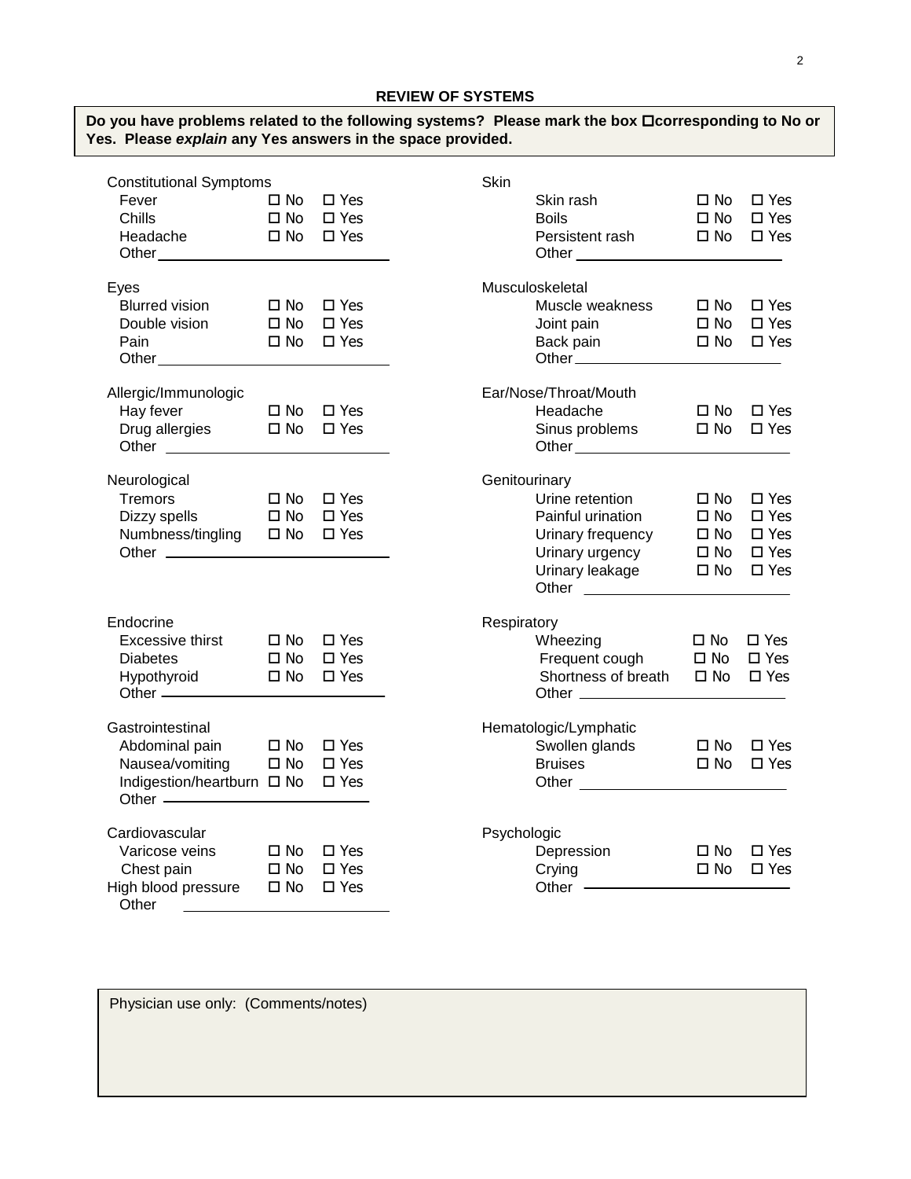## REVIEW OF SYSTEMS

**Do you have problems related to the following systems? Please mark the box ☐corresponding to No or Yes. Please *explain* any Yes answers in the space provided.**

**Constitutional Symptoms**

| | | |
|---|---|---|
| Fever | ☐ No | ☐ Yes |
| Chills | ☐ No | ☐ Yes |
| Headache | ☐ No | ☐ Yes |

Other\_\_\_\_\_\_\_\_\_\_\_\_\_\_\_\_\_\_\_\_\_\_\_\_

**Eyes**

| | | |
|---|---|---|
| Blurred vision | ☐ No | ☐ Yes |
| Double vision | ☐ No | ☐ Yes |
| Pain | ☐ No | ☐ Yes |

Other\_\_\_\_\_\_\_\_\_\_\_\_\_\_\_\_\_\_\_\_\_\_\_\_

**Allergic/Immunologic**

| | | |
|---|---|---|
| Hay fever | ☐ No | ☐ Yes |
| Drug allergies | ☐ No | ☐ Yes |

Other \_\_\_\_\_\_\_\_\_\_\_\_\_\_\_\_\_\_\_\_\_\_\_\_

**Neurological**

| | | |
|---|---|---|
| Tremors | ☐ No | ☐ Yes |
| Dizzy spells | ☐ No | ☐ Yes |
| Numbness/tingling | ☐ No | ☐ Yes |

Other \_\_\_\_\_\_\_\_\_\_\_\_\_\_\_\_\_\_\_\_\_\_\_\_

**Endocrine**

| | | |
|---|---|---|
| Excessive thirst | ☐ No | ☐ Yes |
| Diabetes | ☐ No | ☐ Yes |
| Hypothyroid | ☐ No | ☐ Yes |

Other \_\_\_\_\_\_\_\_\_\_\_\_\_\_\_\_\_\_\_\_\_\_\_\_

**Gastrointestinal**

| | | |
|---|---|---|
| Abdominal pain | ☐ No | ☐ Yes |
| Nausea/vomiting | ☐ No | ☐ Yes |
| Indigestion/heartburn | ☐ No | ☐ Yes |

Other \_\_\_\_\_\_\_\_\_\_\_\_\_\_\_\_\_\_\_\_\_\_\_\_

**Cardiovascular**

| | | |
|---|---|---|
| Varicose veins | ☐ No | ☐ Yes |
| Chest pain | ☐ No | ☐ Yes |
| High blood pressure | ☐ No | ☐ Yes |

Other \_\_\_\_\_\_\_\_\_\_\_\_\_\_\_\_\_\_\_\_\_\_\_\_

**Skin**

| | | |
|---|---|---|
| Skin rash | ☐ No | ☐ Yes |
| Boils | ☐ No | ☐ Yes |
| Persistent rash | ☐ No | ☐ Yes |

Other \_\_\_\_\_\_\_\_\_\_\_\_\_\_\_\_\_\_\_\_\_\_\_\_

**Musculoskeletal**

| | | |
|---|---|---|
| Muscle weakness | ☐ No | ☐ Yes |
| Joint pain | ☐ No | ☐ Yes |
| Back pain | ☐ No | ☐ Yes |

Other\_\_\_\_\_\_\_\_\_\_\_\_\_\_\_\_\_\_\_\_\_\_\_\_

**Ear/Nose/Throat/Mouth**

| | | |
|---|---|---|
| Headache | ☐ No | ☐ Yes |
| Sinus problems | ☐ No | ☐ Yes |

Other\_\_\_\_\_\_\_\_\_\_\_\_\_\_\_\_\_\_\_\_\_\_\_\_

**Genitourinary**

| | | |
|---|---|---|
| Urine retention | ☐ No | ☐ Yes |
| Painful urination | ☐ No | ☐ Yes |
| Urinary frequency | ☐ No | ☐ Yes |
| Urinary urgency | ☐ No | ☐ Yes |
| Urinary leakage | ☐ No | ☐ Yes |

Other \_\_\_\_\_\_\_\_\_\_\_\_\_\_\_\_\_\_\_\_\_\_\_\_

**Respiratory**

| | | |
|---|---|---|
| Wheezing | ☐ No | ☐ Yes |
| Frequent cough | ☐ No | ☐ Yes |
| Shortness of breath | ☐ No | ☐ Yes |

Other \_\_\_\_\_\_\_\_\_\_\_\_\_\_\_\_\_\_\_\_\_\_\_\_

**Hematologic/Lymphatic**

| | | |
|---|---|---|
| Swollen glands | ☐ No | ☐ Yes |
| Bruises | ☐ No | ☐ Yes |

Other \_\_\_\_\_\_\_\_\_\_\_\_\_\_\_\_\_\_\_\_\_\_\_\_

**Psychologic**

| | | |
|---|---|---|
| Depression | ☐ No | ☐ Yes |
| Crying | ☐ No | ☐ Yes |

Other \_\_\_\_\_\_\_\_\_\_\_\_\_\_\_\_\_\_\_\_\_\_\_\_

Physician use only: (Comments/notes)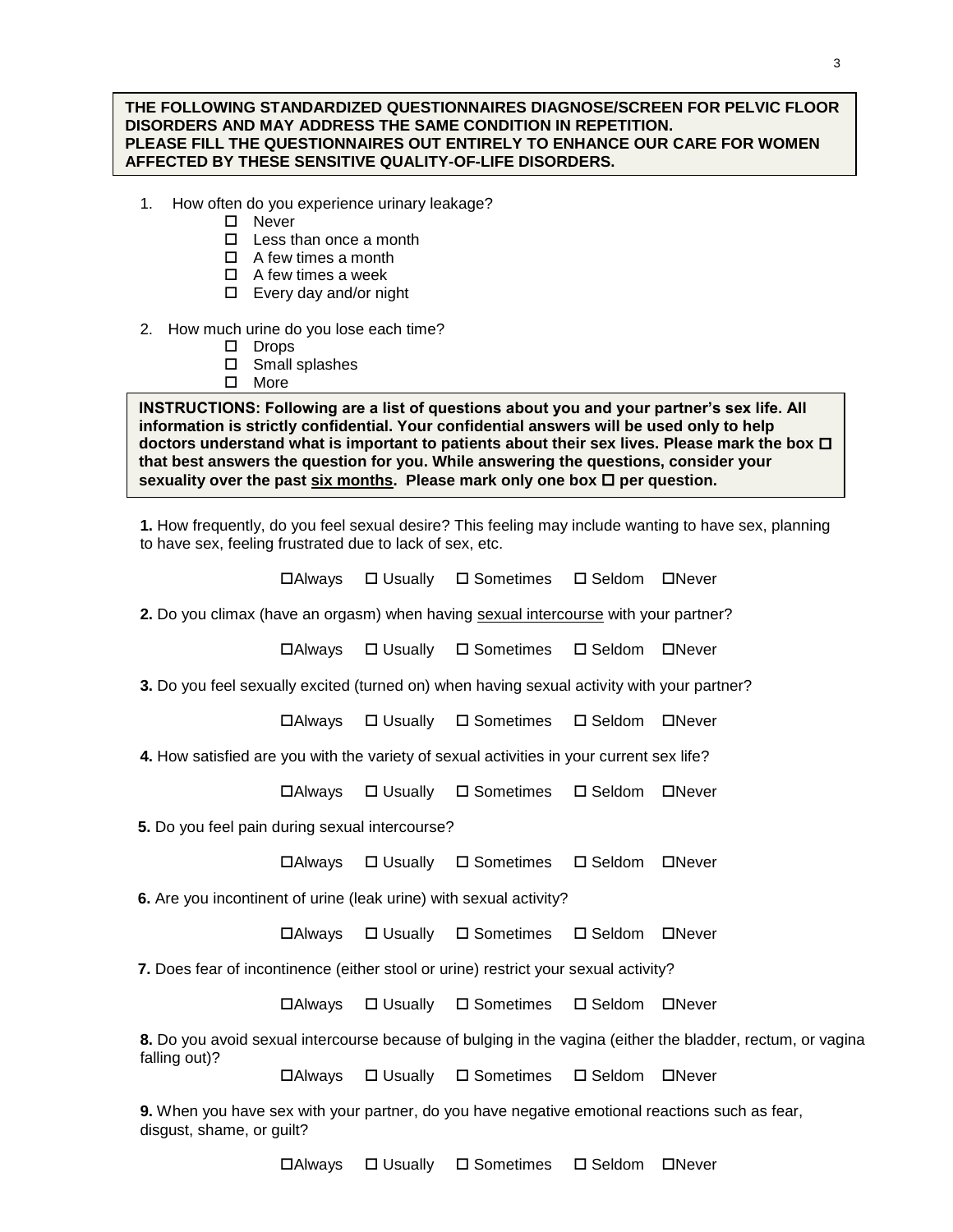**THE FOLLOWING STANDARDIZED QUESTIONNAIRES DIAGNOSE/SCREEN FOR PELVIC FLOOR DISORDERS AND MAY ADDRESS THE SAME CONDITION IN REPETITION.**
**PLEASE FILL THE QUESTIONNAIRES OUT ENTIRELY TO ENHANCE OUR CARE FOR WOMEN AFFECTED BY THESE SENSITIVE QUALITY-OF-LIFE DISORDERS.**

1. How often do you experience urinary leakage?
   - ☐ Never
   - ☐ Less than once a month
   - ☐ A few times a month
   - ☐ A few times a week
   - ☐ Every day and/or night

2. How much urine do you lose each time?
   - ☐ Drops
   - ☐ Small splashes
   - ☐ More

**INSTRUCTIONS: Following are a list of questions about you and your partner's sex life. All information is strictly confidential. Your confidential answers will be used only to help doctors understand what is important to patients about their sex lives. Please mark the box ☐ that best answers the question for you. While answering the questions, consider your sexuality over the past <u>six months</u>. Please mark only one box ☐ per question.**

**1.** How frequently, do you feel sexual desire? This feeling may include wanting to have sex, planning to have sex, feeling frustrated due to lack of sex, etc.

☐Always ☐ Usually ☐ Sometimes ☐ Seldom ☐Never

**2.** Do you climax (have an orgasm) when having <u>sexual intercourse</u> with your partner?

☐Always ☐ Usually ☐ Sometimes ☐ Seldom ☐Never

**3.** Do you feel sexually excited (turned on) when having sexual activity with your partner?

☐Always ☐ Usually ☐ Sometimes ☐ Seldom ☐Never

**4.** How satisfied are you with the variety of sexual activities in your current sex life?

☐Always ☐ Usually ☐ Sometimes ☐ Seldom ☐Never

**5.** Do you feel pain during sexual intercourse?

☐Always ☐ Usually ☐ Sometimes ☐ Seldom ☐Never

**6.** Are you incontinent of urine (leak urine) with sexual activity?

☐Always ☐ Usually ☐ Sometimes ☐ Seldom ☐Never

**7.** Does fear of incontinence (either stool or urine) restrict your sexual activity?

☐Always ☐ Usually ☐ Sometimes ☐ Seldom ☐Never

**8.** Do you avoid sexual intercourse because of bulging in the vagina (either the bladder, rectum, or vagina falling out)?

☐Always ☐ Usually ☐ Sometimes ☐ Seldom ☐Never

**9.** When you have sex with your partner, do you have negative emotional reactions such as fear, disgust, shame, or guilt?

☐Always ☐ Usually ☐ Sometimes ☐ Seldom ☐Never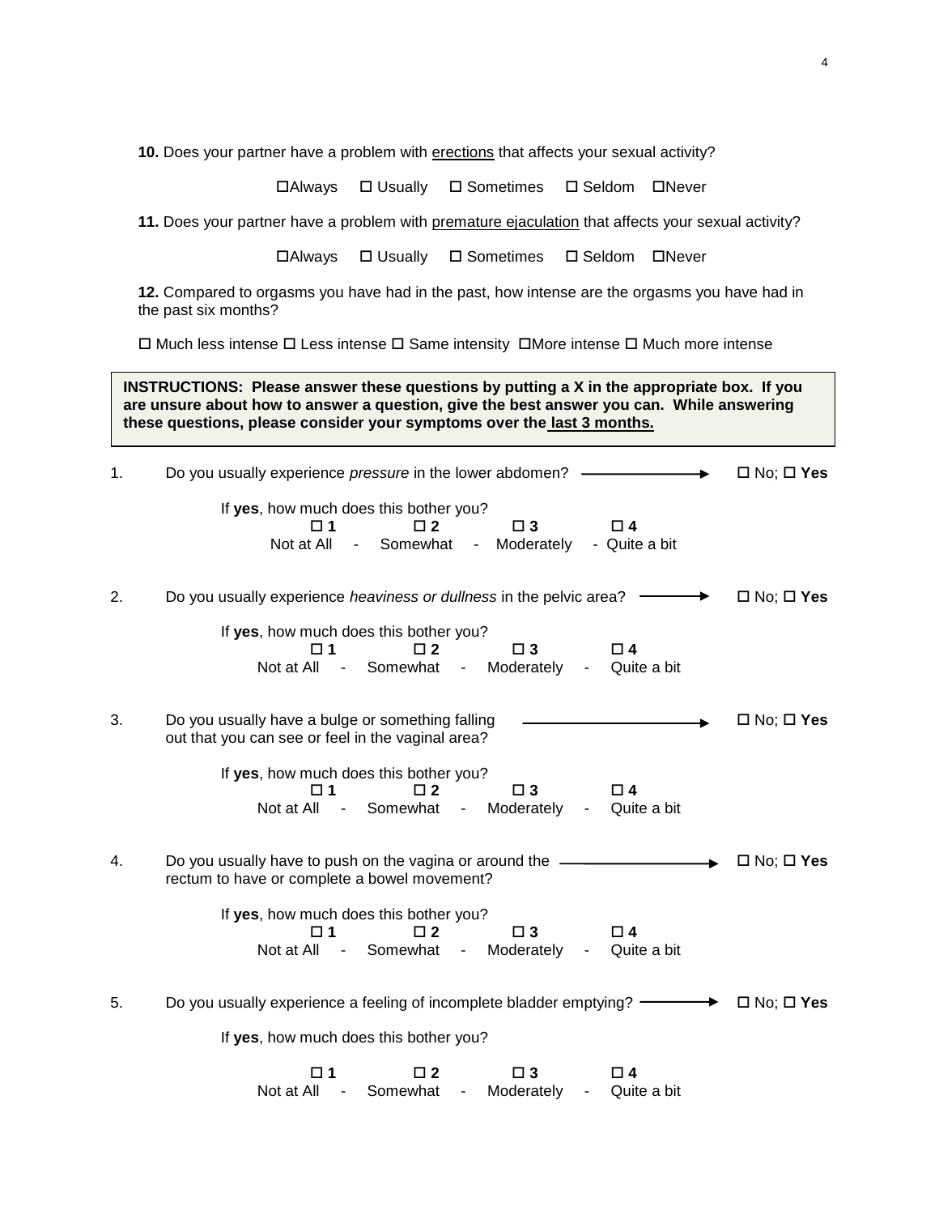**10.** Does your partner have a problem with <u>erections</u> that affects your sexual activity?

☐Always ☐ Usually ☐ Sometimes ☐ Seldom ☐Never

**11.** Does your partner have a problem with <u>premature ejaculation</u> that affects your sexual activity?

☐Always ☐ Usually ☐ Sometimes ☐ Seldom ☐Never

**12.** Compared to orgasms you have had in the past, how intense are the orgasms you have had in the past six months?

☐ Much less intense ☐ Less intense ☐ Same intensity ☐More intense ☐ Much more intense

**INSTRUCTIONS: Please answer these questions by putting a X in the appropriate box. If you are unsure about how to answer a question, give the best answer you can. While answering these questions, please consider your symptoms over the <u>last 3 months.</u>**

1. Do you usually experience *pressure* in the lower abdomen? ⟶ ☐ No; ☐ **Yes**

   If **yes**, how much does this bother you?

   | ☐ **1** | ☐ **2** | ☐ **3** | ☐ **4** |
   |---|---|---|---|
   | Not at All | Somewhat | Moderately | Quite a bit |

2. Do you usually experience *heaviness or dullness* in the pelvic area? ⟶ ☐ No; ☐ **Yes**

   If **yes**, how much does this bother you?

   | ☐ **1** | ☐ **2** | ☐ **3** | ☐ **4** |
   |---|---|---|---|
   | Not at All | Somewhat | Moderately | Quite a bit |

3. Do you usually have a bulge or something falling out that you can see or feel in the vaginal area? ⟶ ☐ No; ☐ **Yes**

   If **yes**, how much does this bother you?

   | ☐ **1** | ☐ **2** | ☐ **3** | ☐ **4** |
   |---|---|---|---|
   | Not at All | Somewhat | Moderately | Quite a bit |

4. Do you usually have to push on the vagina or around the rectum to have or complete a bowel movement? ⟶ ☐ No; ☐ **Yes**

   If **yes**, how much does this bother you?

   | ☐ **1** | ☐ **2** | ☐ **3** | ☐ **4** |
   |---|---|---|---|
   | Not at All | Somewhat | Moderately | Quite a bit |

5. Do you usually experience a feeling of incomplete bladder emptying? ⟶ ☐ No; ☐ **Yes**

   If **yes**, how much does this bother you?

   | ☐ **1** | ☐ **2** | ☐ **3** | ☐ **4** |
   |---|---|---|---|
   | Not at All | Somewhat | Moderately | Quite a bit |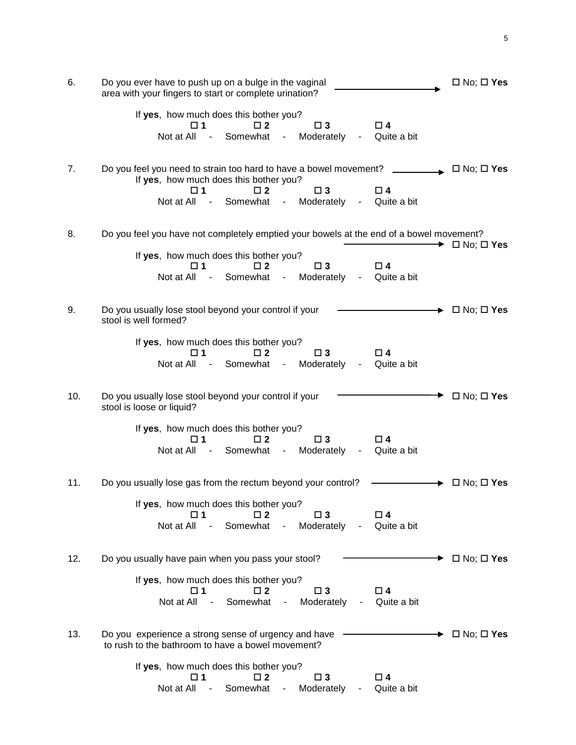6. Do you ever have to push up on a bulge in the vaginal area with your fingers to start or complete urination? → ☐ No; ☐ **Yes**

   If **yes**, how much does this bother you?

   | ☐ **1** | | ☐ **2** | | ☐ **3** | | ☐ **4** |
   |---|---|---|---|---|---|---|
   | Not at All | - | Somewhat | - | Moderately | - | Quite a bit |

7. Do you feel you need to strain too hard to have a bowel movement? → ☐ No; ☐ **Yes**

   If **yes**, how much does this bother you?

   | ☐ **1** | | ☐ **2** | | ☐ **3** | | ☐ **4** |
   |---|---|---|---|---|---|---|
   | Not at All | - | Somewhat | - | Moderately | - | Quite a bit |

8. Do you feel you have not completely emptied your bowels at the end of a bowel movement? → ☐ No; ☐ **Yes**

   If **yes**, how much does this bother you?

   | ☐ **1** | | ☐ **2** | | ☐ **3** | | ☐ **4** |
   |---|---|---|---|---|---|---|
   | Not at All | - | Somewhat | - | Moderately | - | Quite a bit |

9. Do you usually lose stool beyond your control if your stool is well formed? → ☐ No; ☐ **Yes**

   If **yes**, how much does this bother you?

   | ☐ **1** | | ☐ **2** | | ☐ **3** | | ☐ **4** |
   |---|---|---|---|---|---|---|
   | Not at All | - | Somewhat | - | Moderately | - | Quite a bit |

10. Do you usually lose stool beyond your control if your stool is loose or liquid? → ☐ No; ☐ **Yes**

    If **yes**, how much does this bother you?

    | ☐ **1** | | ☐ **2** | | ☐ **3** | | ☐ **4** |
    |---|---|---|---|---|---|---|
    | Not at All | - | Somewhat | - | Moderately | - | Quite a bit |

11. Do you usually lose gas from the rectum beyond your control? → ☐ No; ☐ **Yes**

    If **yes**, how much does this bother you?

    | ☐ **1** | | ☐ **2** | | ☐ **3** | | ☐ **4** |
    |---|---|---|---|---|---|---|
    | Not at All | - | Somewhat | - | Moderately | - | Quite a bit |

12. Do you usually have pain when you pass your stool? → ☐ No; ☐ **Yes**

    If **yes**, how much does this bother you?

    | ☐ **1** | | ☐ **2** | | ☐ **3** | | ☐ **4** |
    |---|---|---|---|---|---|---|
    | Not at All | - | Somewhat | - | Moderately | - | Quite a bit |

13. Do you experience a strong sense of urgency and have to rush to the bathroom to have a bowel movement? → ☐ No; ☐ **Yes**

    If **yes**, how much does this bother you?

    | ☐ **1** | | ☐ **2** | | ☐ **3** | | ☐ **4** |
    |---|---|---|---|---|---|---|
    | Not at All | - | Somewhat | - | Moderately | - | Quite a bit |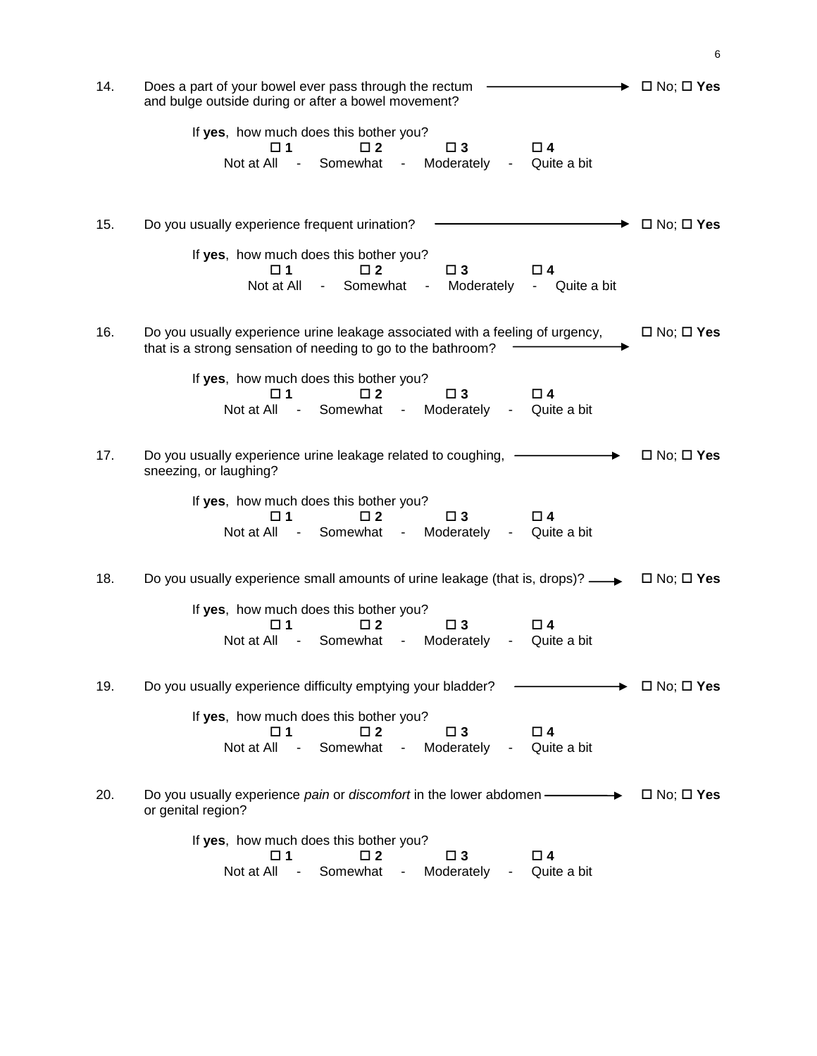14. Does a part of your bowel ever pass through the rectum and bulge outside during or after a bowel movement? → ☐ No; ☐ **Yes**

    If **yes**, how much does this bother you?

    | ☐ **1** | ☐ **2** | ☐ **3** | ☐ **4** |
    |---|---|---|---|
    | Not at All - | Somewhat - | Moderately - | Quite a bit |

15. Do you usually experience frequent urination? → ☐ No; ☐ **Yes**

    If **yes**, how much does this bother you?

    | ☐ **1** | ☐ **2** | ☐ **3** | ☐ **4** |
    |---|---|---|---|
    | Not at All - | Somewhat - | Moderately - | Quite a bit |

16. Do you usually experience urine leakage associated with a feeling of urgency, that is a strong sensation of needing to go to the bathroom? → ☐ No; ☐ **Yes**

    If **yes**, how much does this bother you?

    | ☐ **1** | ☐ **2** | ☐ **3** | ☐ **4** |
    |---|---|---|---|
    | Not at All - | Somewhat - | Moderately - | Quite a bit |

17. Do you usually experience urine leakage related to coughing, sneezing, or laughing? → ☐ No; ☐ **Yes**

    If **yes**, how much does this bother you?

    | ☐ **1** | ☐ **2** | ☐ **3** | ☐ **4** |
    |---|---|---|---|
    | Not at All - | Somewhat - | Moderately - | Quite a bit |

18. Do you usually experience small amounts of urine leakage (that is, drops)? → ☐ No; ☐ **Yes**

    If **yes**, how much does this bother you?

    | ☐ **1** | ☐ **2** | ☐ **3** | ☐ **4** |
    |---|---|---|---|
    | Not at All - | Somewhat - | Moderately - | Quite a bit |

19. Do you usually experience difficulty emptying your bladder? → ☐ No; ☐ **Yes**

    If **yes**, how much does this bother you?

    | ☐ **1** | ☐ **2** | ☐ **3** | ☐ **4** |
    |---|---|---|---|
    | Not at All - | Somewhat - | Moderately - | Quite a bit |

20. Do you usually experience *pain* or *discomfort* in the lower abdomen or genital region? → ☐ No; ☐ **Yes**

    If **yes**, how much does this bother you?

    | ☐ **1** | ☐ **2** | ☐ **3** | ☐ **4** |
    |---|---|---|---|
    | Not at All - | Somewhat - | Moderately - | Quite a bit |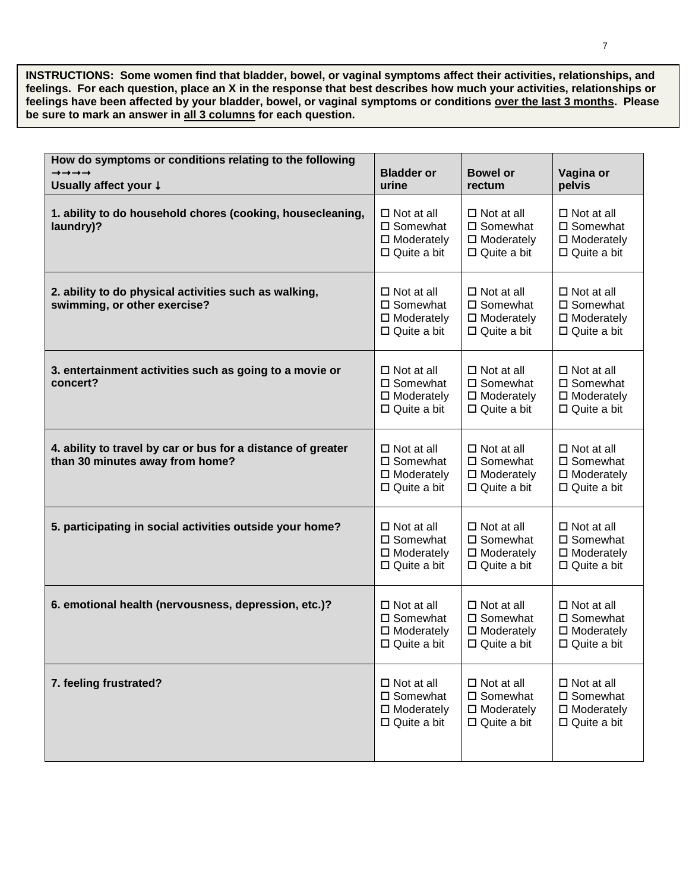**INSTRUCTIONS: Some women find that bladder, bowel, or vaginal symptoms affect their activities, relationships, and feelings. For each question, place an X in the response that best describes how much your activities, relationships or feelings have been affected by your bladder, bowel, or vaginal symptoms or conditions <u>over the last 3 months</u>. Please be sure to mark an answer in <u>all 3 columns</u> for each question.**

| **How do symptoms or conditions relating to the following →→→→ Usually affect your ↓** | **Bladder or urine** | **Bowel or rectum** | **Vagina or pelvis** |
|---|---|---|---|
| **1. ability to do household chores (cooking, housecleaning, laundry)?** | ☐ Not at all<br>☐ Somewhat<br>☐ Moderately<br>☐ Quite a bit | ☐ Not at all<br>☐ Somewhat<br>☐ Moderately<br>☐ Quite a bit | ☐ Not at all<br>☐ Somewhat<br>☐ Moderately<br>☐ Quite a bit |
| **2. ability to do physical activities such as walking, swimming, or other exercise?** | ☐ Not at all<br>☐ Somewhat<br>☐ Moderately<br>☐ Quite a bit | ☐ Not at all<br>☐ Somewhat<br>☐ Moderately<br>☐ Quite a bit | ☐ Not at all<br>☐ Somewhat<br>☐ Moderately<br>☐ Quite a bit |
| **3. entertainment activities such as going to a movie or concert?** | ☐ Not at all<br>☐ Somewhat<br>☐ Moderately<br>☐ Quite a bit | ☐ Not at all<br>☐ Somewhat<br>☐ Moderately<br>☐ Quite a bit | ☐ Not at all<br>☐ Somewhat<br>☐ Moderately<br>☐ Quite a bit |
| **4. ability to travel by car or bus for a distance of greater than 30 minutes away from home?** | ☐ Not at all<br>☐ Somewhat<br>☐ Moderately<br>☐ Quite a bit | ☐ Not at all<br>☐ Somewhat<br>☐ Moderately<br>☐ Quite a bit | ☐ Not at all<br>☐ Somewhat<br>☐ Moderately<br>☐ Quite a bit |
| **5. participating in social activities outside your home?** | ☐ Not at all<br>☐ Somewhat<br>☐ Moderately<br>☐ Quite a bit | ☐ Not at all<br>☐ Somewhat<br>☐ Moderately<br>☐ Quite a bit | ☐ Not at all<br>☐ Somewhat<br>☐ Moderately<br>☐ Quite a bit |
| **6. emotional health (nervousness, depression, etc.)?** | ☐ Not at all<br>☐ Somewhat<br>☐ Moderately<br>☐ Quite a bit | ☐ Not at all<br>☐ Somewhat<br>☐ Moderately<br>☐ Quite a bit | ☐ Not at all<br>☐ Somewhat<br>☐ Moderately<br>☐ Quite a bit |
| **7. feeling frustrated?** | ☐ Not at all<br>☐ Somewhat<br>☐ Moderately<br>☐ Quite a bit | ☐ Not at all<br>☐ Somewhat<br>☐ Moderately<br>☐ Quite a bit | ☐ Not at all<br>☐ Somewhat<br>☐ Moderately<br>☐ Quite a bit |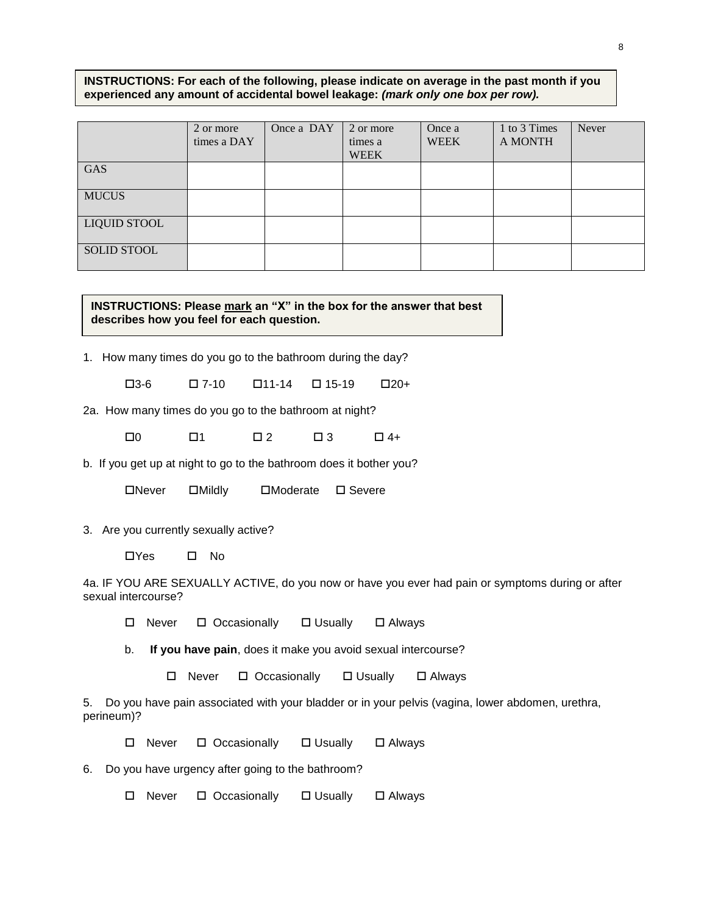**INSTRUCTIONS: For each of the following, please indicate on average in the past month if you experienced any amount of accidental bowel leakage: *(mark only one box per row).***

| | 2 or more times a DAY | Once a DAY | 2 or more times a WEEK | Once a WEEK | 1 to 3 Times A MONTH | Never |
|---|---|---|---|---|---|---|
| GAS | | | | | | |
| MUCUS | | | | | | |
| LIQUID STOOL | | | | | | |
| SOLID STOOL | | | | | | |

**INSTRUCTIONS: Please mark an "X" in the box for the answer that best describes how you feel for each question.**

1. How many times do you go to the bathroom during the day?

   ☐3-6 ☐ 7-10 ☐11-14 ☐ 15-19 ☐20+

2a. How many times do you go to the bathroom at night?

   ☐0 ☐1 ☐ 2 ☐ 3 ☐ 4+

b. If you get up at night to go to the bathroom does it bother you?

   ☐Never ☐Mildly ☐Moderate ☐ Severe

3. Are you currently sexually active?

   ☐Yes ☐ No

4a. IF YOU ARE SEXUALLY ACTIVE, do you now or have you ever had pain or symptoms during or after sexual intercourse?

   ☐ Never ☐ Occasionally ☐ Usually ☐ Always

   b. **If you have pain**, does it make you avoid sexual intercourse?

   ☐ Never ☐ Occasionally ☐ Usually ☐ Always

5. Do you have pain associated with your bladder or in your pelvis (vagina, lower abdomen, urethra, perineum)?

   ☐ Never ☐ Occasionally ☐ Usually ☐ Always

6. Do you have urgency after going to the bathroom?

   ☐ Never ☐ Occasionally ☐ Usually ☐ Always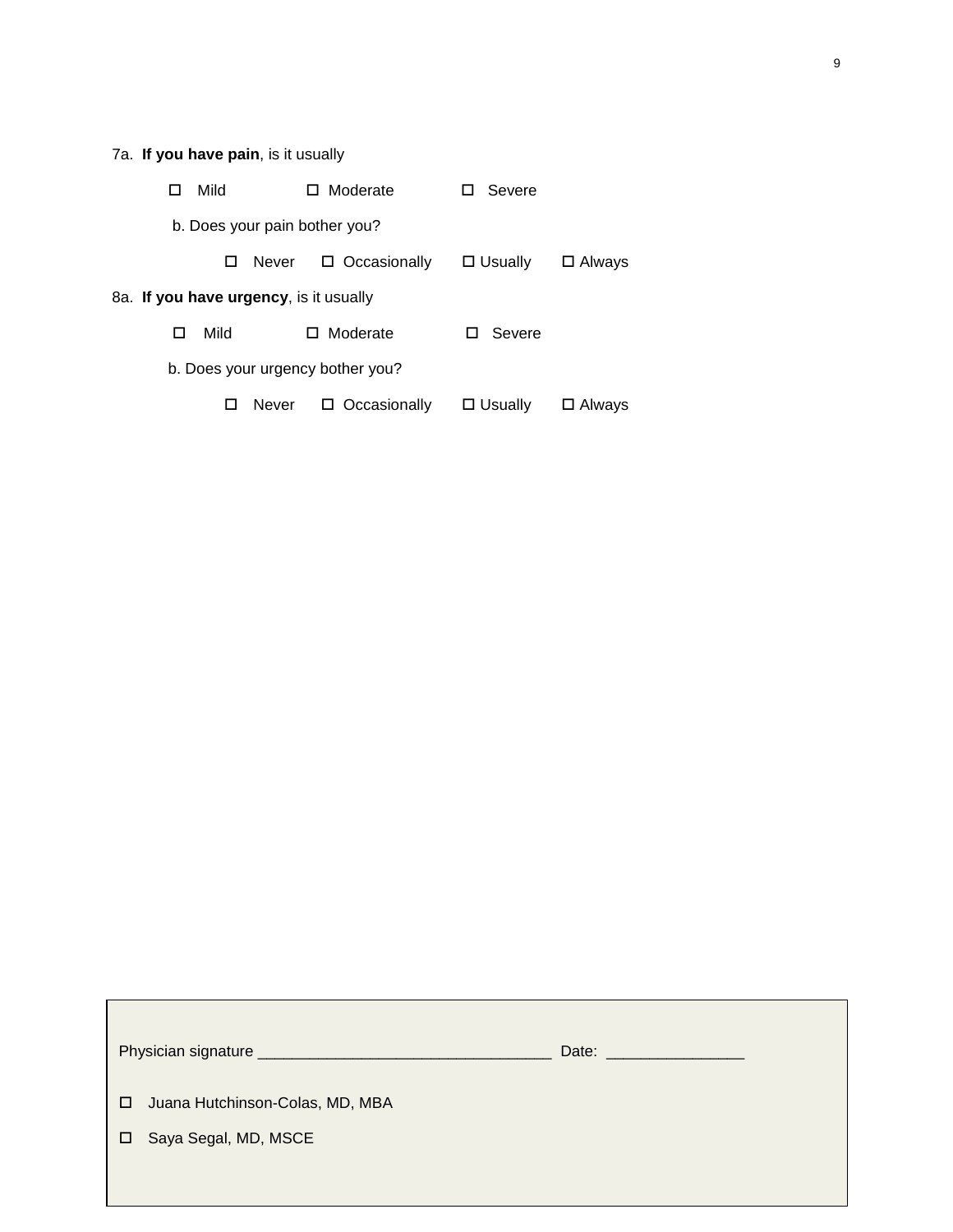7a. **If you have pain**, is it usually

☐ Mild ☐ Moderate ☐ Severe

b. Does your pain bother you?

☐ Never ☐ Occasionally ☐ Usually ☐ Always

8a. **If you have urgency**, is it usually

☐ Mild ☐ Moderate ☐ Severe

b. Does your urgency bother you?

☐ Never ☐ Occasionally ☐ Usually ☐ Always

Physician signature __________________________________ Date: ________________

☐ Juana Hutchinson-Colas, MD, MBA

☐ Saya Segal, MD, MSCE